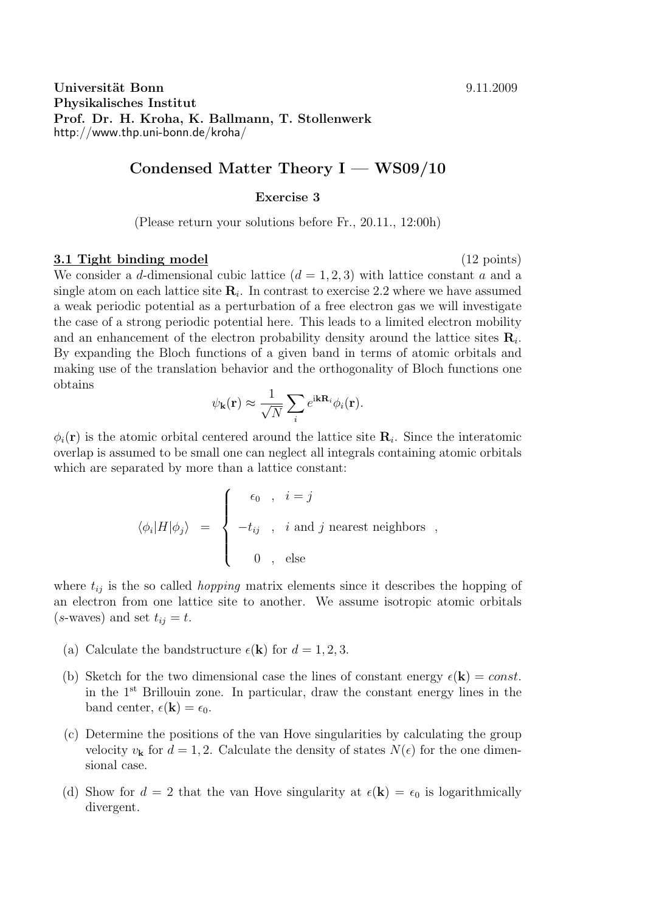**Universität Bonn** 9.11.2009
**Physikalisches Institut**
**Prof. Dr. H. Kroha, K. Ballmann, T. Stollenwerk**
http://www.thp.uni-bonn.de/kroha/

# Condensed Matter Theory I — WS09/10

## Exercise 3

(Please return your solutions before Fr., 20.11., 12:00h)

### 3.1 Tight binding model (12 points)

We consider a $d$-dimensional cubic lattice ($d = 1, 2, 3$) with lattice constant $a$ and a single atom on each lattice site $\mathbf{R}_i$. In contrast to exercise 2.2 where we have assumed a weak periodic potential as a perturbation of a free electron gas we will investigate the case of a strong periodic potential here. This leads to a limited electron mobility and an enhancement of the electron probability density around the lattice sites $\mathbf{R}_i$. By expanding the Bloch functions of a given band in terms of atomic orbitals and making use of the translation behavior and the orthogonality of Bloch functions one obtains

$$\psi_{\mathbf{k}}(\mathbf{r}) \approx \frac{1}{\sqrt{N}} \sum_i e^{i\mathbf{k}\mathbf{R}_i} \phi_i(\mathbf{r}).$$

$\phi_i(\mathbf{r})$ is the atomic orbital centered around the lattice site $\mathbf{R}_i$. Since the interatomic overlap is assumed to be small one can neglect all integrals containing atomic orbitals which are separated by more than a lattice constant:

$$\langle \phi_i | H | \phi_j \rangle = \begin{cases} \epsilon_0 & , \quad i = j \\ -t_{ij} & , \quad i \text{ and } j \text{ nearest neighbors} \\ 0 & , \quad \text{else} \end{cases} ,$$

where $t_{ij}$ is the so called *hopping* matrix elements since it describes the hopping of an electron from one lattice site to another. We assume isotropic atomic orbitals ($s$-waves) and set $t_{ij} = t$.

(a) Calculate the bandstructure $\epsilon(\mathbf{k})$ for $d = 1, 2, 3$.

(b) Sketch for the two dimensional case the lines of constant energy $\epsilon(\mathbf{k}) = const.$ in the 1st Brillouin zone. In particular, draw the constant energy lines in the band center, $\epsilon(\mathbf{k}) = \epsilon_0$.

(c) Determine the positions of the van Hove singularities by calculating the group velocity $v_{\mathbf{k}}$ for $d = 1, 2$. Calculate the density of states $N(\epsilon)$ for the one dimensional case.

(d) Show for $d = 2$ that the van Hove singularity at $\epsilon(\mathbf{k}) = \epsilon_0$ is logarithmically divergent.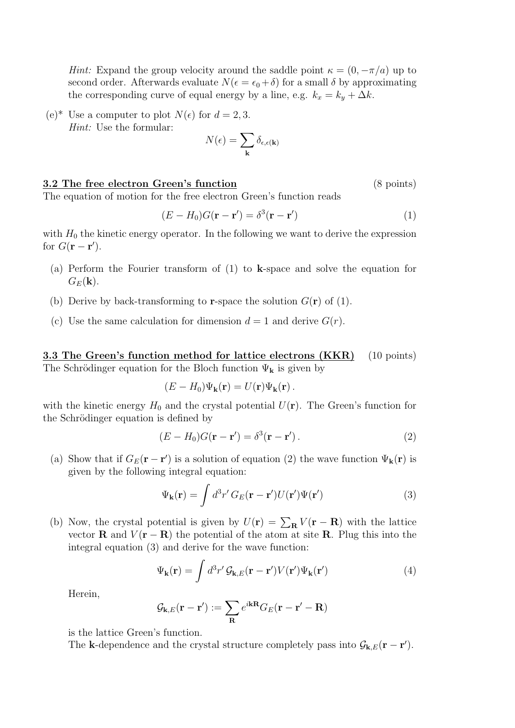*Hint:* Expand the group velocity around the saddle point $\kappa = (0, -\pi/a)$ up to second order. Afterwards evaluate $N(\epsilon = \epsilon_0 + \delta)$ for a small $\delta$ by approximating the corresponding curve of equal energy by a line, e.g. $k_x = k_y + \Delta k$.

(e)* Use a computer to plot $N(\epsilon)$ for $d = 2, 3$.
*Hint:* Use the formular:

$$N(\epsilon) = \sum_{\mathbf{k}} \delta_{\epsilon, \epsilon(\mathbf{k})}$$

## 3.2 The free electron Green's function (8 points)

The equation of motion for the free electron Green's function reads

$$(E - H_0) G(\mathbf{r} - \mathbf{r}') = \delta^3(\mathbf{r} - \mathbf{r}') \tag{1}$$

with $H_0$ the kinetic energy operator. In the following we want to derive the expression for $G(\mathbf{r} - \mathbf{r}')$.

(a) Perform the Fourier transform of (1) to $\mathbf{k}$-space and solve the equation for $G_E(\mathbf{k})$.

(b) Derive by back-transforming to $\mathbf{r}$-space the solution $G(\mathbf{r})$ of (1).

(c) Use the same calculation for dimension $d = 1$ and derive $G(r)$.

## 3.3 The Green's function method for lattice electrons (KKR) (10 points)

The Schrödinger equation for the Bloch function $\Psi_{\mathbf{k}}$ is given by

$$(E - H_0)\Psi_{\mathbf{k}}(\mathbf{r}) = U(\mathbf{r})\Psi_{\mathbf{k}}(\mathbf{r}) \, .$$

with the kinetic energy $H_0$ and the crystal potential $U(\mathbf{r})$. The Green's function for the Schrödinger equation is defined by

$$(E - H_0) G(\mathbf{r} - \mathbf{r}') = \delta^3(\mathbf{r} - \mathbf{r}') \, . \tag{2}$$

(a) Show that if $G_E(\mathbf{r} - \mathbf{r}')$ is a solution of equation (2) the wave function $\Psi_{\mathbf{k}}(\mathbf{r})$ is given by the following integral equation:

$$\Psi_{\mathbf{k}}(\mathbf{r}) = \int d^3 r' \, G_E(\mathbf{r} - \mathbf{r}') U(\mathbf{r}') \Psi(\mathbf{r}') \tag{3}$$

(b) Now, the crystal potential is given by $U(\mathbf{r}) = \sum_{\mathbf{R}} V(\mathbf{r} - \mathbf{R})$ with the lattice vector $\mathbf{R}$ and $V(\mathbf{r} - \mathbf{R})$ the potential of the atom at site $\mathbf{R}$. Plug this into the integral equation (3) and derive for the wave function:

$$\Psi_{\mathbf{k}}(\mathbf{r}) = \int d^3 r' \, \mathcal{G}_{\mathbf{k},E}(\mathbf{r} - \mathbf{r}') V(\mathbf{r}') \Psi_{\mathbf{k}}(\mathbf{r}') \tag{4}$$

Herein,

$$\mathcal{G}_{\mathbf{k},E}(\mathbf{r} - \mathbf{r}') := \sum_{\mathbf{R}} e^{i\mathbf{k}\mathbf{R}} G_E(\mathbf{r} - \mathbf{r}' - \mathbf{R})$$

is the lattice Green's function.
The $\mathbf{k}$-dependence and the crystal structure completely pass into $\mathcal{G}_{\mathbf{k},E}(\mathbf{r} - \mathbf{r}')$.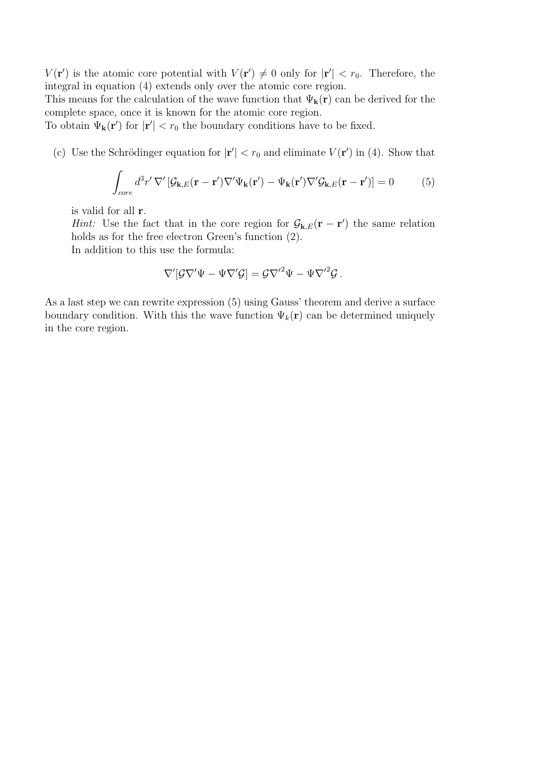$V(\mathbf{r}')$ is the atomic core potential with $V(\mathbf{r}') \neq 0$ only for $|\mathbf{r}'| < r_0$. Therefore, the integral in equation (4) extends only over the atomic core region.
This means for the calculation of the wave function that $\Psi_{\mathbf{k}}(\mathbf{r})$ can be derived for the complete space, once it is known for the atomic core region.
To obtain $\Psi_{\mathbf{k}}(\mathbf{r}')$ for $|\mathbf{r}'| < r_0$ the boundary conditions have to be fixed.

(c) Use the Schrödinger equation for $|\mathbf{r}'| < r_0$ and eliminate $V(\mathbf{r}')$ in (4). Show that

$$\int_{core} d^3r' \, \nabla' \left[ \mathcal{G}_{\mathbf{k},E}(\mathbf{r} - \mathbf{r}') \nabla' \Psi_{\mathbf{k}}(\mathbf{r}') - \Psi_{\mathbf{k}}(\mathbf{r}') \nabla' \mathcal{G}_{\mathbf{k},E}(\mathbf{r} - \mathbf{r}') \right] = 0 \tag{5}$$

is valid for all $\mathbf{r}$.
*Hint:* Use the fact that in the core region for $\mathcal{G}_{\mathbf{k},E}(\mathbf{r} - \mathbf{r}')$ the same relation holds as for the free electron Green's function (2).
In addition to this use the formula:

$$\nabla' [\mathcal{G} \nabla' \Psi - \Psi \nabla' \mathcal{G}] = \mathcal{G} \nabla'^2 \Psi - \Psi \nabla'^2 \mathcal{G} \, .$$

As a last step we can rewrite expression (5) using Gauss' theorem and derive a surface boundary condition. With this the wave function $\Psi_k(\mathbf{r})$ can be determined uniquely in the core region.